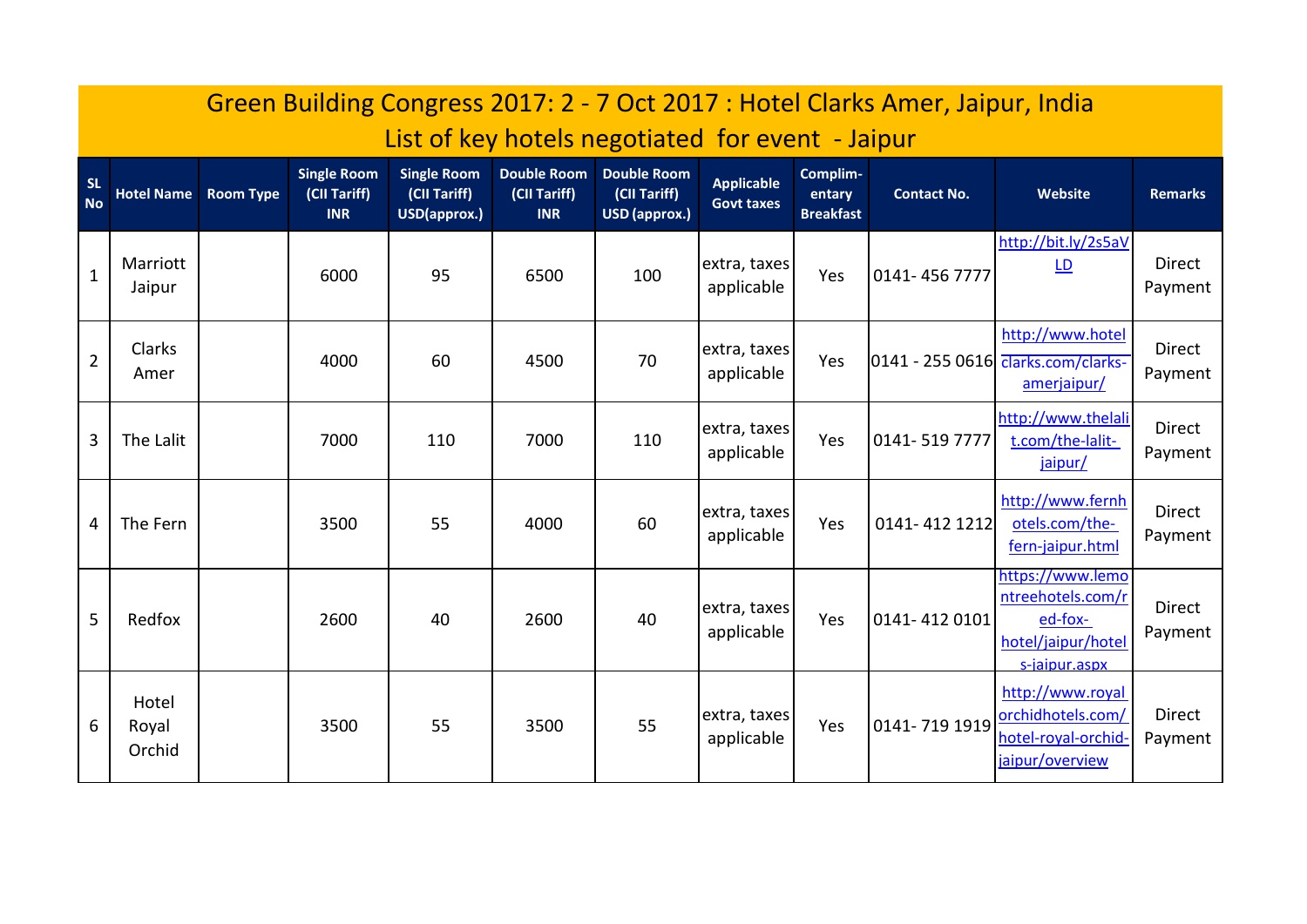# Green Building Congress 2017: 2 - 7 Oct 2017 : Hotel Clarks Amer, Jaipur, India

## List of key hotels negotiated for event - Jaipur

| SL No | Hotel Name | Room Type | Single Room (CII Tariff) INR | Single Room (CII Tariff) USD(approx.) | Double Room (CII Tariff) INR | Double Room (CII Tariff) USD (approx.) | Applicable Govt taxes | Complim-entary Breakfast | Contact No. | Website | Remarks |
|---|---|---|---|---|---|---|---|---|---|---|---|
| 1 | Marriott Jaipur | | 6000 | 95 | 6500 | 100 | extra, taxes applicable | Yes | 0141- 456 7777 | http://bit.ly/2s5aVLD | Direct Payment |
| 2 | Clarks Amer | | 4000 | 60 | 4500 | 70 | extra, taxes applicable | Yes | 0141 - 255 0616 | http://www.hotelclarks.com/clarks-amerjaipur/ | Direct Payment |
| 3 | The Lalit | | 7000 | 110 | 7000 | 110 | extra, taxes applicable | Yes | 0141- 519 7777 | http://www.thelalit.com/the-lalit-jaipur/ | Direct Payment |
| 4 | The Fern | | 3500 | 55 | 4000 | 60 | extra, taxes applicable | Yes | 0141- 412 1212 | http://www.fernhotels.com/the-fern-jaipur.html | Direct Payment |
| 5 | Redfox | | 2600 | 40 | 2600 | 40 | extra, taxes applicable | Yes | 0141- 412 0101 | https://www.lemontreehotels.com/red-fox-hotel/jaipur/hotels-jaipur.aspx | Direct Payment |
| 6 | Hotel Royal Orchid | | 3500 | 55 | 3500 | 55 | extra, taxes applicable | Yes | 0141- 719 1919 | http://www.royalorchidhotels.com/hotel-royal-orchid-jaipur/overview | Direct Payment |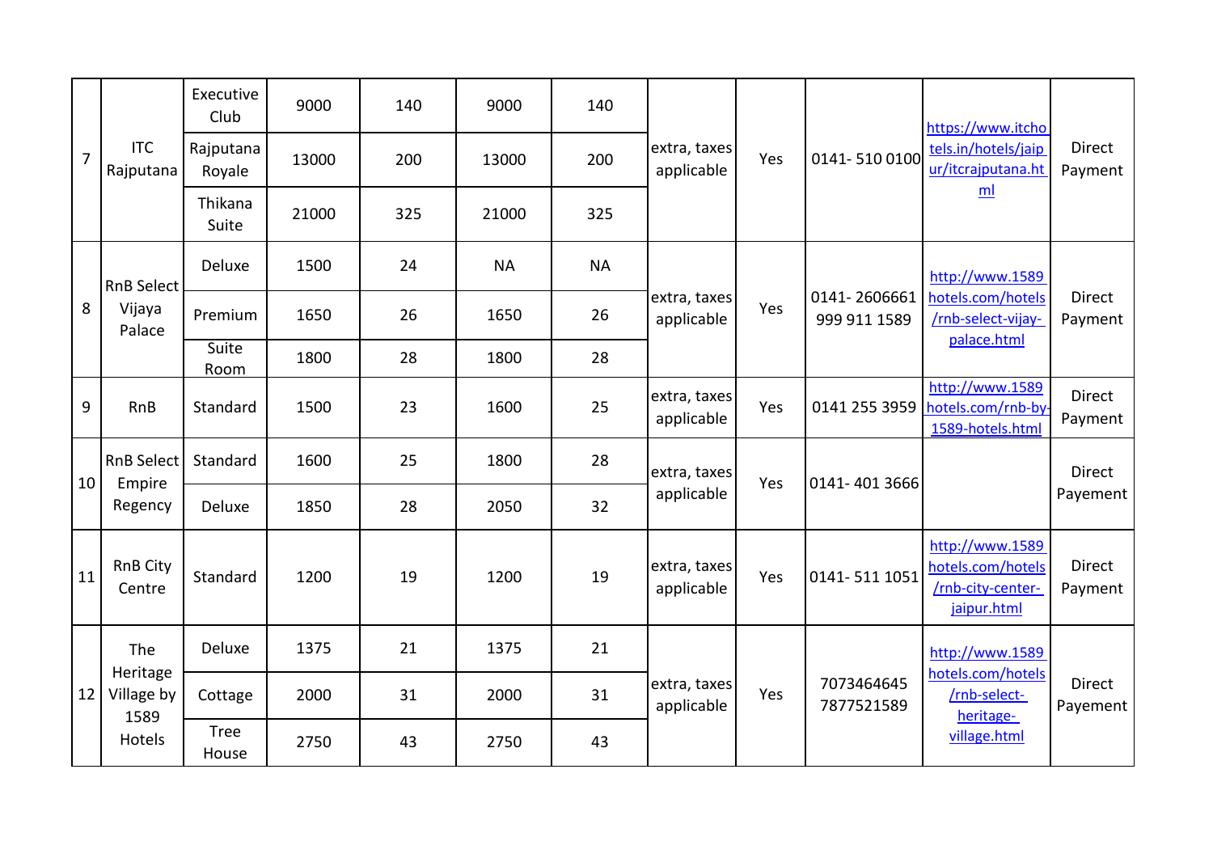| 7 | ITC Rajputana | Executive Club | 9000 | 140 | 9000 | 140 | extra, taxes applicable | Yes | 0141- 510 0100 | https://www.itchotels.in/hotels/jaipur/itcrajputana.html | Direct Payment |
|---|---|---|---|---|---|---|---|---|---|---|---|
| | | Rajputana Royale | 13000 | 200 | 13000 | 200 | | | | | |
| | | Thikana Suite | 21000 | 325 | 21000 | 325 | | | | | |
| 8 | RnB Select Vijaya Palace | Deluxe | 1500 | 24 | NA | NA | extra, taxes applicable | Yes | 0141- 2606661 999 911 1589 | http://www.1589hotels.com/hotels/rnb-select-vijay-palace.html | Direct Payment |
| | | Premium | 1650 | 26 | 1650 | 26 | | | | | |
| | | Suite Room | 1800 | 28 | 1800 | 28 | | | | | |
| 9 | RnB | Standard | 1500 | 23 | 1600 | 25 | extra, taxes applicable | Yes | 0141 255 3959 | http://www.1589hotels.com/rnb-by-1589-hotels.html | Direct Payment |
| 10 | RnB Select Empire Regency | Standard | 1600 | 25 | 1800 | 28 | extra, taxes applicable | Yes | 0141- 401 3666 | | Direct Payement |
| | | Deluxe | 1850 | 28 | 2050 | 32 | | | | | |
| 11 | RnB City Centre | Standard | 1200 | 19 | 1200 | 19 | extra, taxes applicable | Yes | 0141- 511 1051 | http://www.1589hotels.com/hotels/rnb-city-center-jaipur.html | Direct Payment |
| 12 | The Heritage Village by 1589 Hotels | Deluxe | 1375 | 21 | 1375 | 21 | extra, taxes applicable | Yes | 7073464645 7877521589 | http://www.1589hotels.com/hotels/rnb-select-heritage-village.html | Direct Payement |
| | | Cottage | 2000 | 31 | 2000 | 31 | | | | | |
| | | Tree House | 2750 | 43 | 2750 | 43 | | | | | |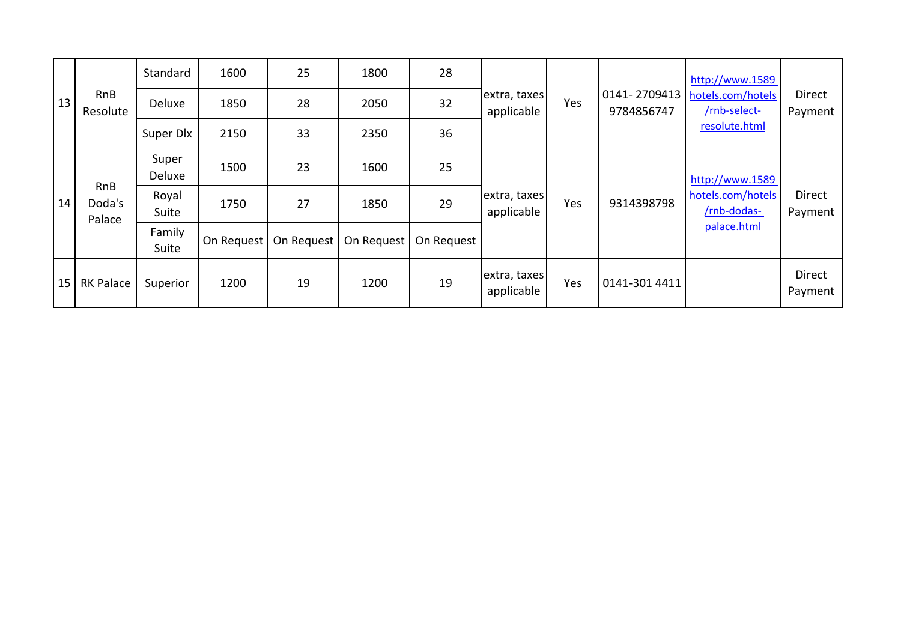| | | | | | | | | | | | |
|---|---|---|---|---|---|---|---|---|---|---|---|
| 13 | RnB Resolute | Standard | 1600 | 25 | 1800 | 28 | extra, taxes applicable | Yes | 0141- 2709413 9784856747 | http://www.1589hotels.com/hotels/rnb-select-resolute.html | Direct Payment |
| | | Deluxe | 1850 | 28 | 2050 | 32 | | | | | |
| | | Super Dlx | 2150 | 33 | 2350 | 36 | | | | | |
| 14 | RnB Doda's Palace | Super Deluxe | 1500 | 23 | 1600 | 25 | extra, taxes applicable | Yes | 9314398798 | http://www.1589hotels.com/hotels/rnb-dodas-palace.html | Direct Payment |
| | | Royal Suite | 1750 | 27 | 1850 | 29 | | | | | |
| | | Family Suite | On Request | On Request | On Request | On Request | | | | | |
| 15 | RK Palace | Superior | 1200 | 19 | 1200 | 19 | extra, taxes applicable | Yes | 0141-301 4411 | | Direct Payment |